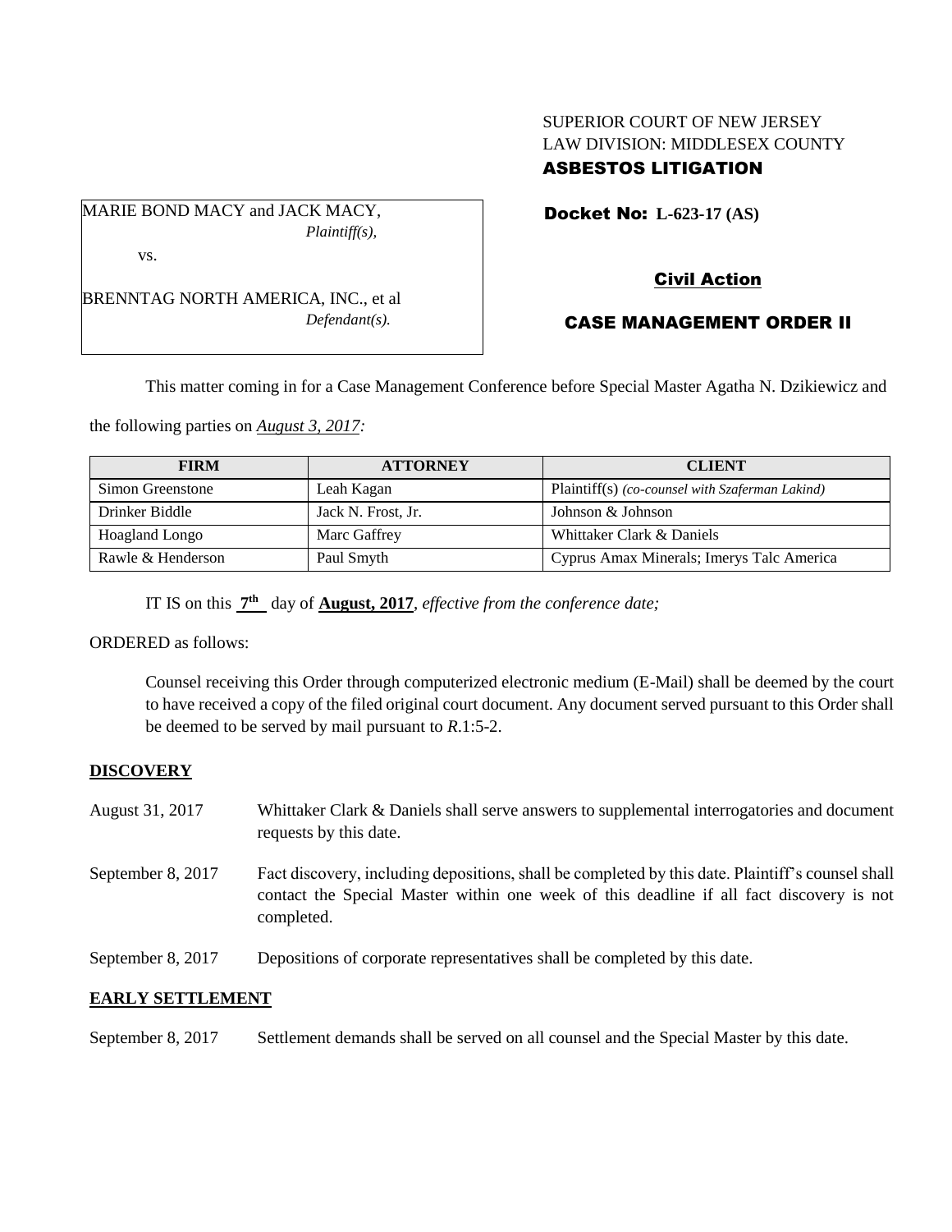SUPERIOR COURT OF NEW JERSEY
LAW DIVISION: MIDDLESEX COUNTY
**ASBESTOS LITIGATION**

MARIE BOND MACY and JACK MACY,
*Plaintiff(s),*

vs.

BRENNTAG NORTH AMERICA, INC., et al
*Defendant(s).*

**Docket No: L-623-17 (AS)**

**Civil Action**

**CASE MANAGEMENT ORDER II**

This matter coming in for a Case Management Conference before Special Master Agatha N. Dzikiewicz and the following parties on *August 3, 2017:*

| FIRM | ATTORNEY | CLIENT |
|---|---|---|
| Simon Greenstone | Leah Kagan | Plaintiff(s) *(co-counsel with Szaferman Lakind)* |
| Drinker Biddle | Jack N. Frost, Jr. | Johnson & Johnson |
| Hoagland Longo | Marc Gaffrey | Whittaker Clark & Daniels |
| Rawle & Henderson | Paul Smyth | Cyprus Amax Minerals; Imerys Talc America |

IT IS on this **7th** day of **August, 2017**, *effective from the conference date;*

ORDERED as follows:

Counsel receiving this Order through computerized electronic medium (E-Mail) shall be deemed by the court to have received a copy of the filed original court document. Any document served pursuant to this Order shall be deemed to be served by mail pursuant to *R*.1:5-2.

**DISCOVERY**

August 31, 2017 Whittaker Clark & Daniels shall serve answers to supplemental interrogatories and document requests by this date.

September 8, 2017 Fact discovery, including depositions, shall be completed by this date. Plaintiff's counsel shall contact the Special Master within one week of this deadline if all fact discovery is not completed.

September 8, 2017 Depositions of corporate representatives shall be completed by this date.

**EARLY SETTLEMENT**

September 8, 2017 Settlement demands shall be served on all counsel and the Special Master by this date.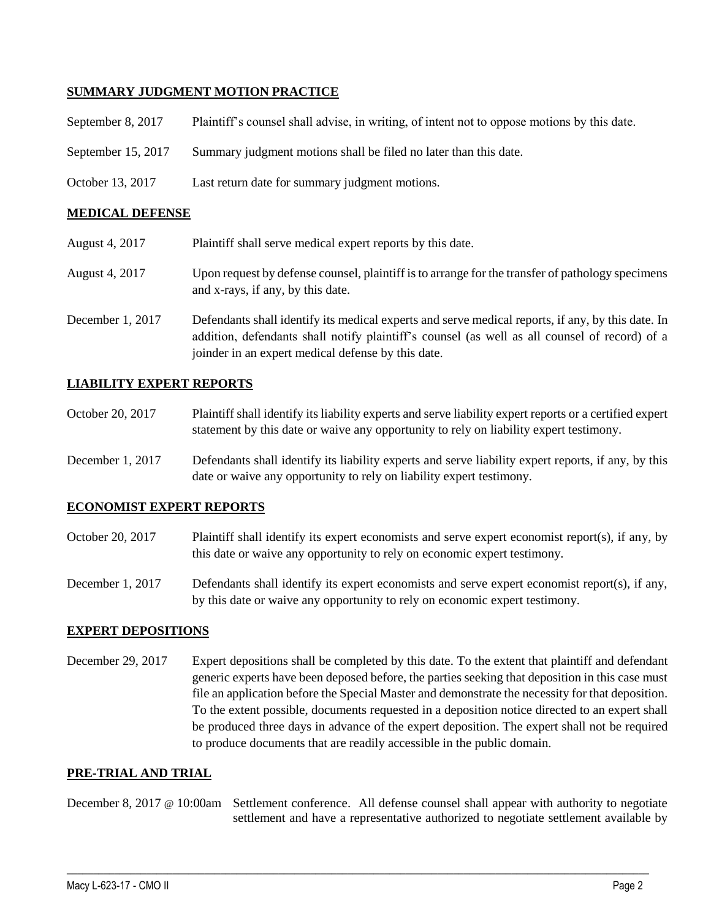## SUMMARY JUDGMENT MOTION PRACTICE

| | |
|---|---|
| September 8, 2017 | Plaintiff's counsel shall advise, in writing, of intent not to oppose motions by this date. |
| September 15, 2017 | Summary judgment motions shall be filed no later than this date. |
| October 13, 2017 | Last return date for summary judgment motions. |

## MEDICAL DEFENSE

| | |
|---|---|
| August 4, 2017 | Plaintiff shall serve medical expert reports by this date. |
| August 4, 2017 | Upon request by defense counsel, plaintiff is to arrange for the transfer of pathology specimens and x-rays, if any, by this date. |
| December 1, 2017 | Defendants shall identify its medical experts and serve medical reports, if any, by this date. In addition, defendants shall notify plaintiff's counsel (as well as all counsel of record) of a joinder in an expert medical defense by this date. |

## LIABILITY EXPERT REPORTS

| | |
|---|---|
| October 20, 2017 | Plaintiff shall identify its liability experts and serve liability expert reports or a certified expert statement by this date or waive any opportunity to rely on liability expert testimony. |
| December 1, 2017 | Defendants shall identify its liability experts and serve liability expert reports, if any, by this date or waive any opportunity to rely on liability expert testimony. |

## ECONOMIST EXPERT REPORTS

| | |
|---|---|
| October 20, 2017 | Plaintiff shall identify its expert economists and serve expert economist report(s), if any, by this date or waive any opportunity to rely on economic expert testimony. |
| December 1, 2017 | Defendants shall identify its expert economists and serve expert economist report(s), if any, by this date or waive any opportunity to rely on economic expert testimony. |

## EXPERT DEPOSITIONS

| | |
|---|---|
| December 29, 2017 | Expert depositions shall be completed by this date. To the extent that plaintiff and defendant generic experts have been deposed before, the parties seeking that deposition in this case must file an application before the Special Master and demonstrate the necessity for that deposition. To the extent possible, documents requested in a deposition notice directed to an expert shall be produced three days in advance of the expert deposition. The expert shall not be required to produce documents that are readily accessible in the public domain. |

## PRE-TRIAL AND TRIAL

| | |
|---|---|
| December 8, 2017 @ 10:00am | Settlement conference. All defense counsel shall appear with authority to negotiate settlement and have a representative authorized to negotiate settlement available by |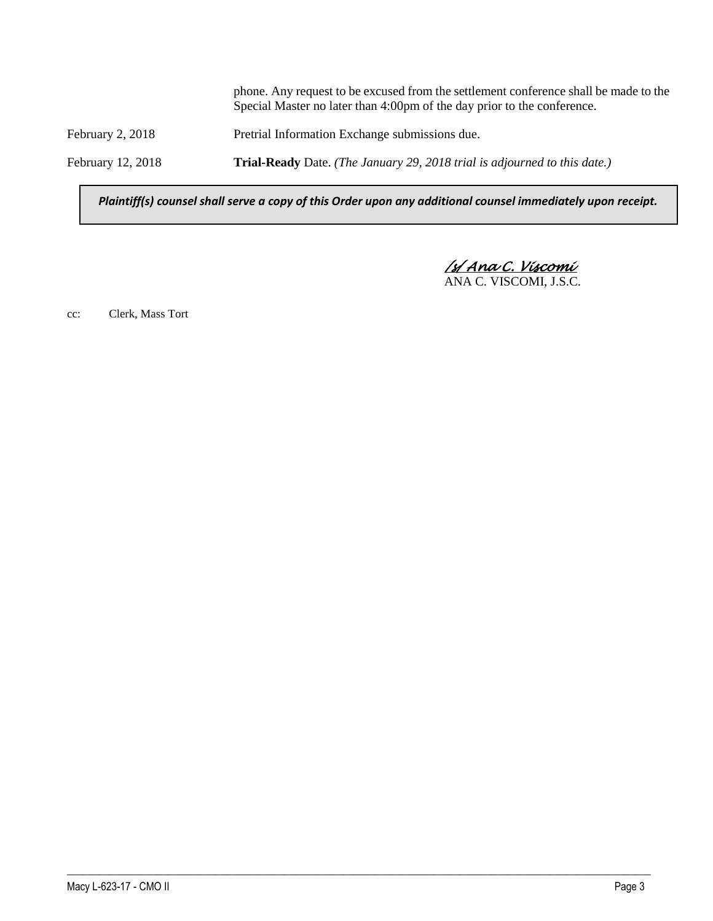| | |
|---|---|
| | phone. Any request to be excused from the settlement conference shall be made to the Special Master no later than 4:00pm of the day prior to the conference. |
| February 2, 2018 | Pretrial Information Exchange submissions due. |
| February 12, 2018 | **Trial-Ready** Date. *(The January 29, 2018 trial is adjourned to this date.)* |

***Plaintiff(s) counsel shall serve a copy of this Order upon any additional counsel immediately upon receipt.***

/s/ Ana C. Viscomi
ANA C. VISCOMI, J.S.C.

cc: Clerk, Mass Tort